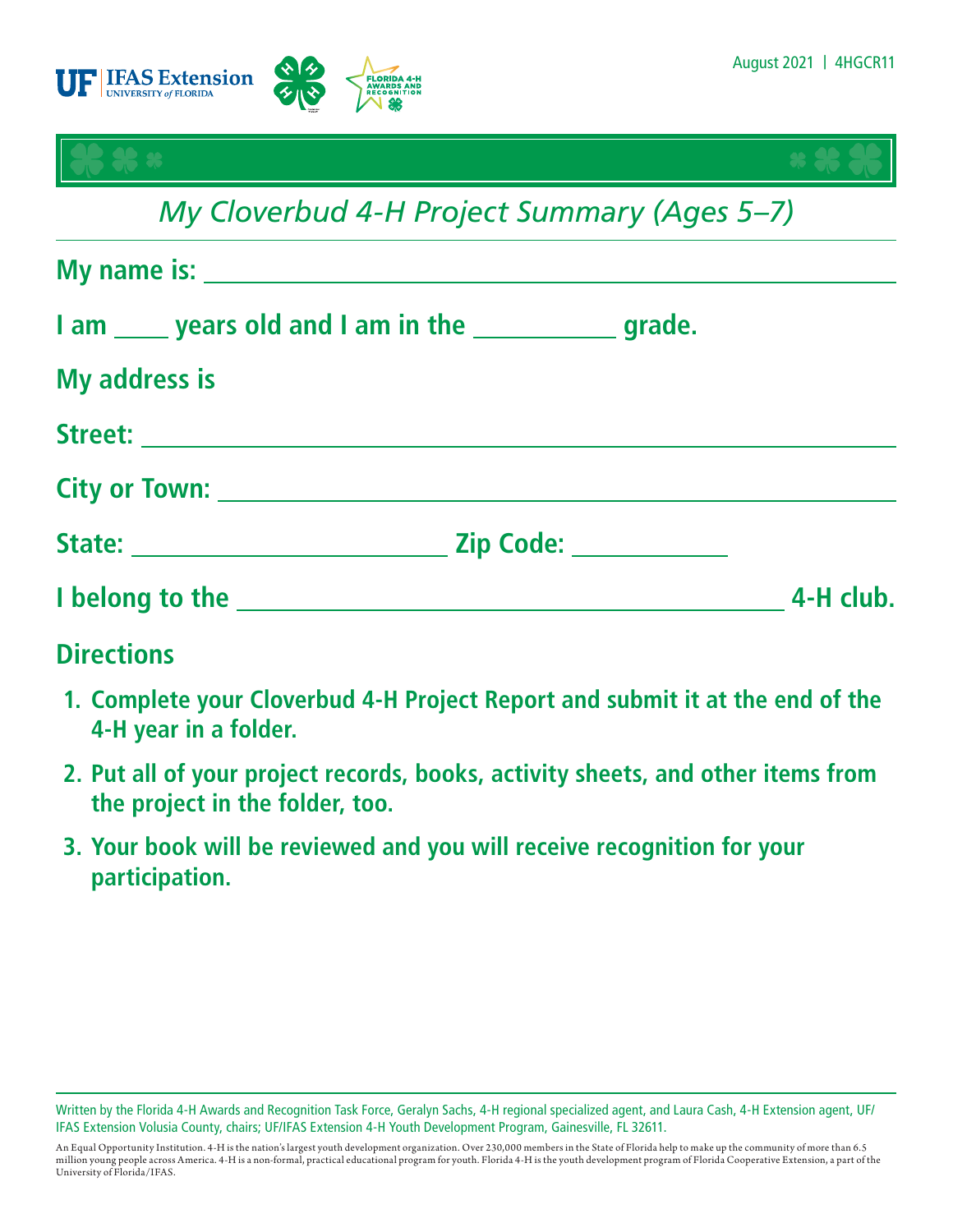August 2021 | 4HGCR11

# *My Cloverbud 4-H Project Summary (Ages 5–7)*

**My name is:** ________________________________________________

**I am ____ years old and I am in the ___________ grade.**

**My address is**

**Street:** ________________________________________________

**City or Town:** ________________________________________________

**State:** ________________________ **Zip Code:** ____________

**I belong to the** ________________________________________ **4-H club.**

## Directions

1. **Complete your Cloverbud 4-H Project Report and submit it at the end of the 4-H year in a folder.**
2. **Put all of your project records, books, activity sheets, and other items from the project in the folder, too.**
3. **Your book will be reviewed and you will receive recognition for your participation.**

Written by the Florida 4-H Awards and Recognition Task Force, Geralyn Sachs, 4-H regional specialized agent, and Laura Cash, 4-H Extension agent, UF/IFAS Extension Volusia County, chairs; UF/IFAS Extension 4-H Youth Development Program, Gainesville, FL 32611.

An Equal Opportunity Institution. 4-H is the nation's largest youth development organization. Over 230,000 members in the State of Florida help to make up the community of more than 6.5 million young people across America. 4-H is a non-formal, practical educational program for youth. Florida 4-H is the youth development program of Florida Cooperative Extension, a part of the University of Florida/IFAS.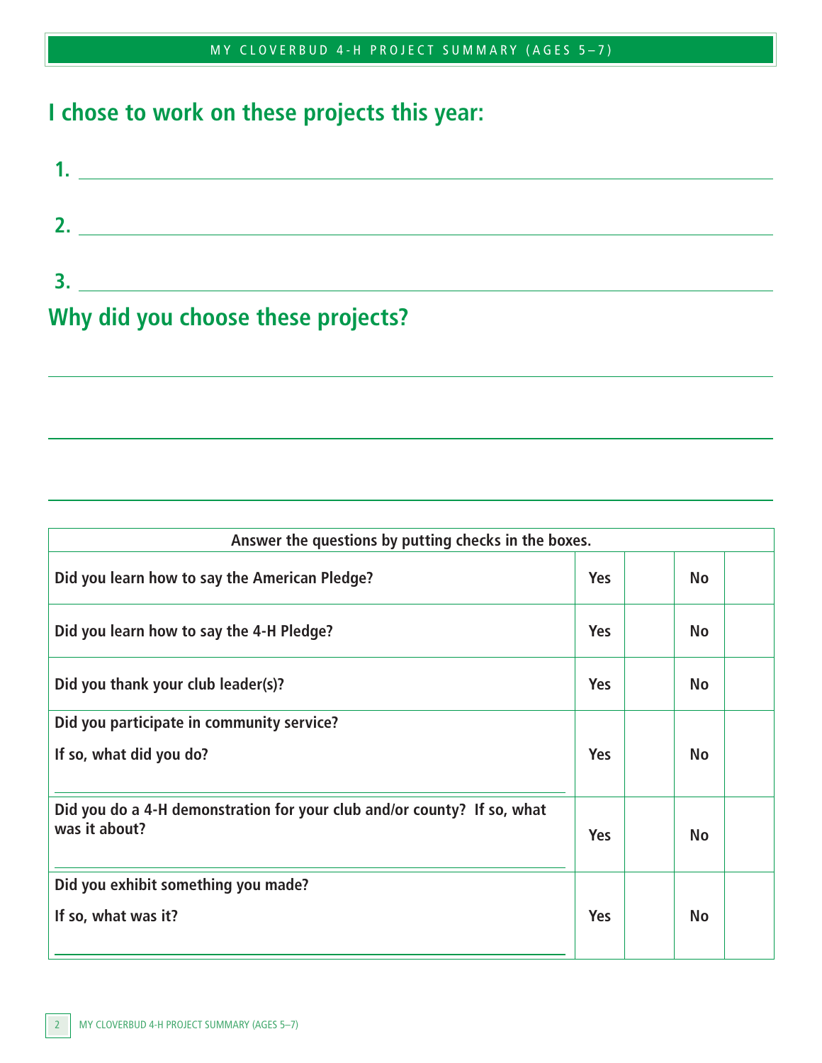## I chose to work on these projects this year:

1. ______________________________

2. ______________________________

3. ______________________________

## Why did you choose these projects?

______________________________

______________________________

______________________________

| Answer the questions by putting checks in the boxes. | | | | |
|---|---|---|---|---|
| Did you learn how to say the American Pledge? | Yes | | No | |
| Did you learn how to say the 4-H Pledge? | Yes | | No | |
| Did you thank your club leader(s)? | Yes | | No | |
| Did you participate in community service?<br>If so, what did you do?<br>______________________________ | Yes | | No | |
| Did you do a 4-H demonstration for your club and/or county? If so, what was it about?<br>______________________________ | Yes | | No | |
| Did you exhibit something you made?<br>If so, what was it?<br>______________________________ | Yes | | No | |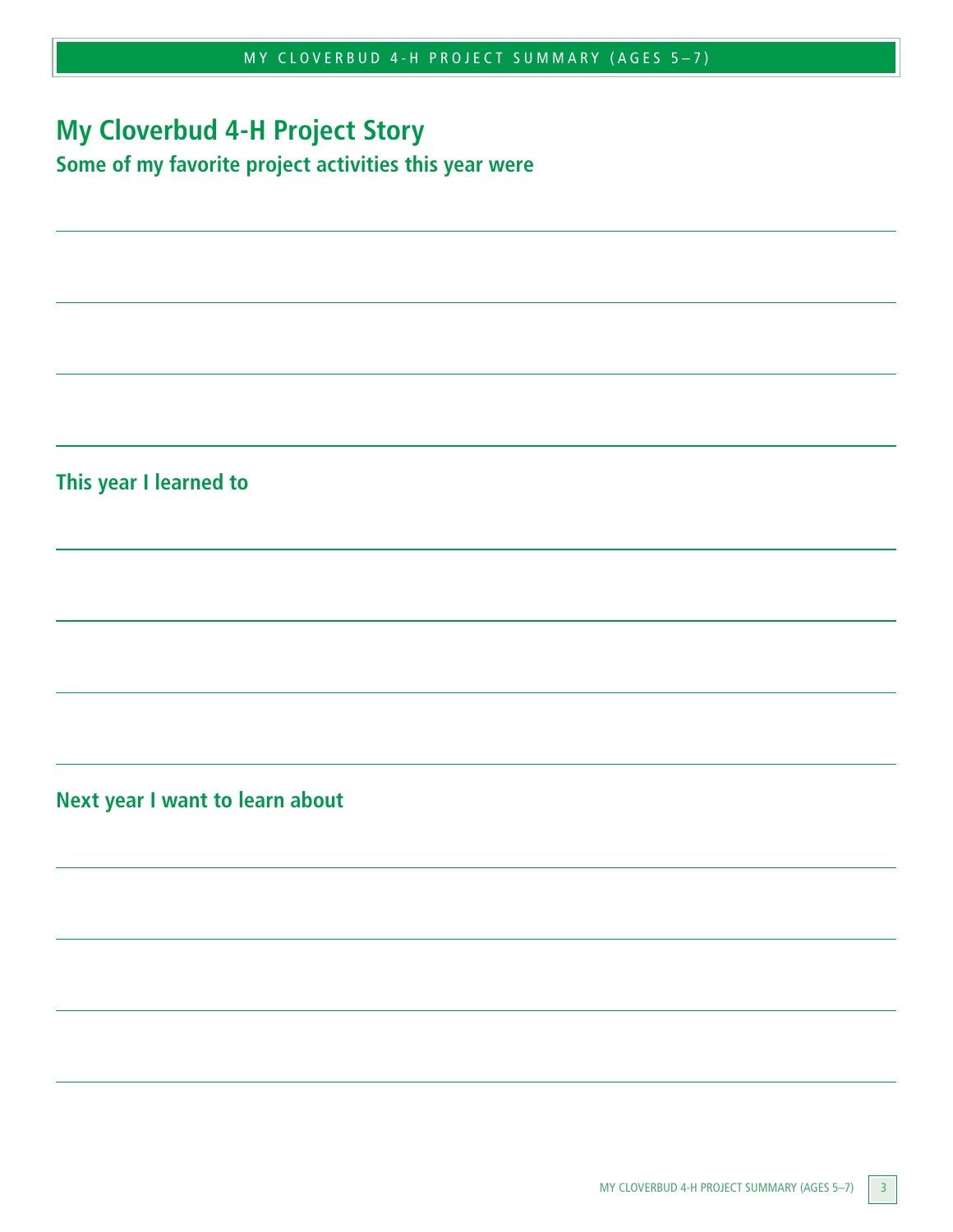# My Cloverbud 4-H Project Story

## Some of my favorite project activities this year were

## This year I learned to

## Next year I want to learn about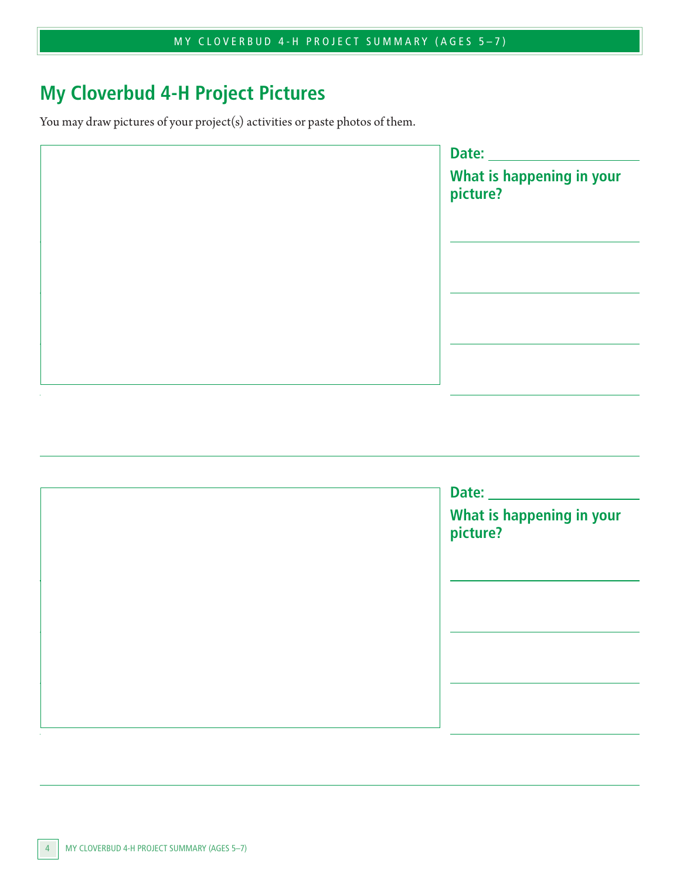# My Cloverbud 4-H Project Pictures

You may draw pictures of your project(s) activities or paste photos of them.

**Date:** ____________________

**What is happening in your picture?**

______________________________

______________________________

______________________________

______________________________

**Date:** ____________________

**What is happening in your picture?**

______________________________

______________________________

______________________________

______________________________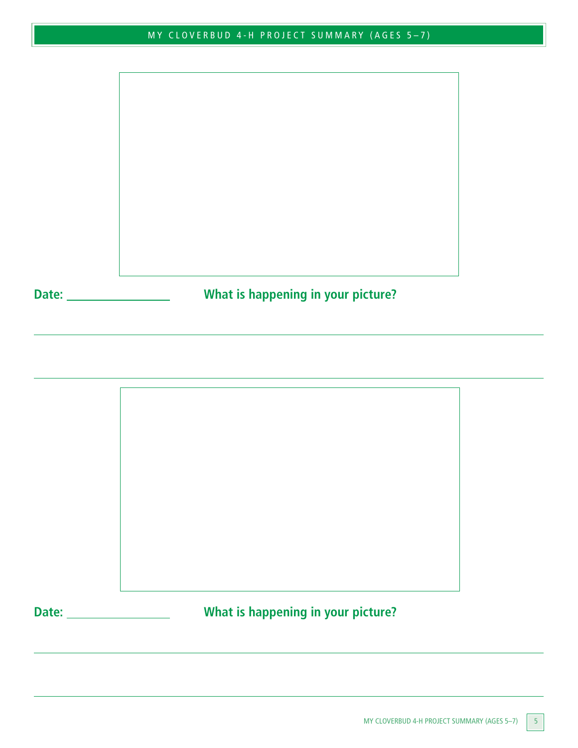**Date:** ______________ **What is happening in your picture?**

**Date:** ______________ **What is happening in your picture?**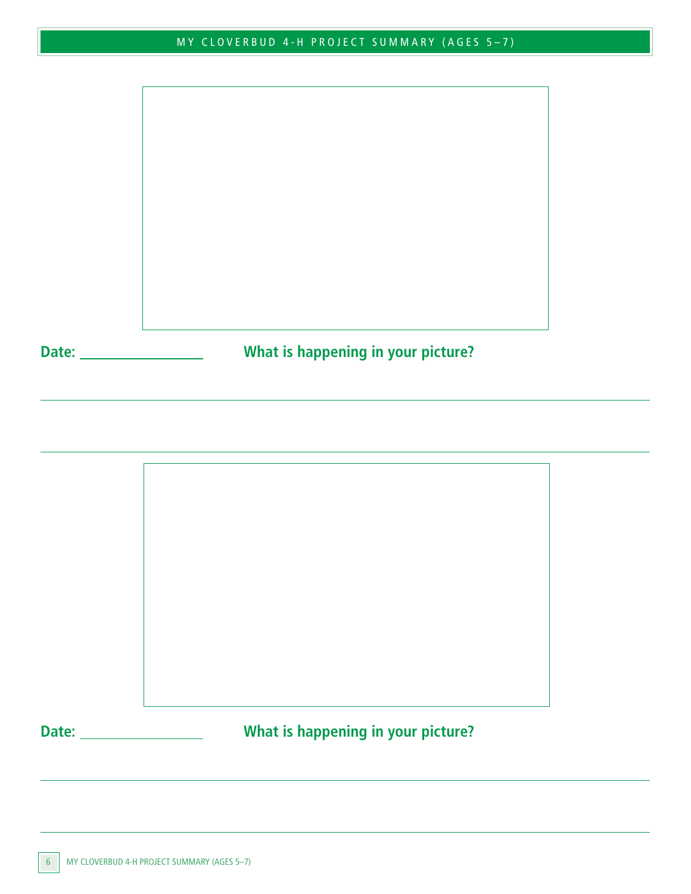Date: ____________ **What is happening in your picture?**

---

---

Date: ____________ **What is happening in your picture?**

---

---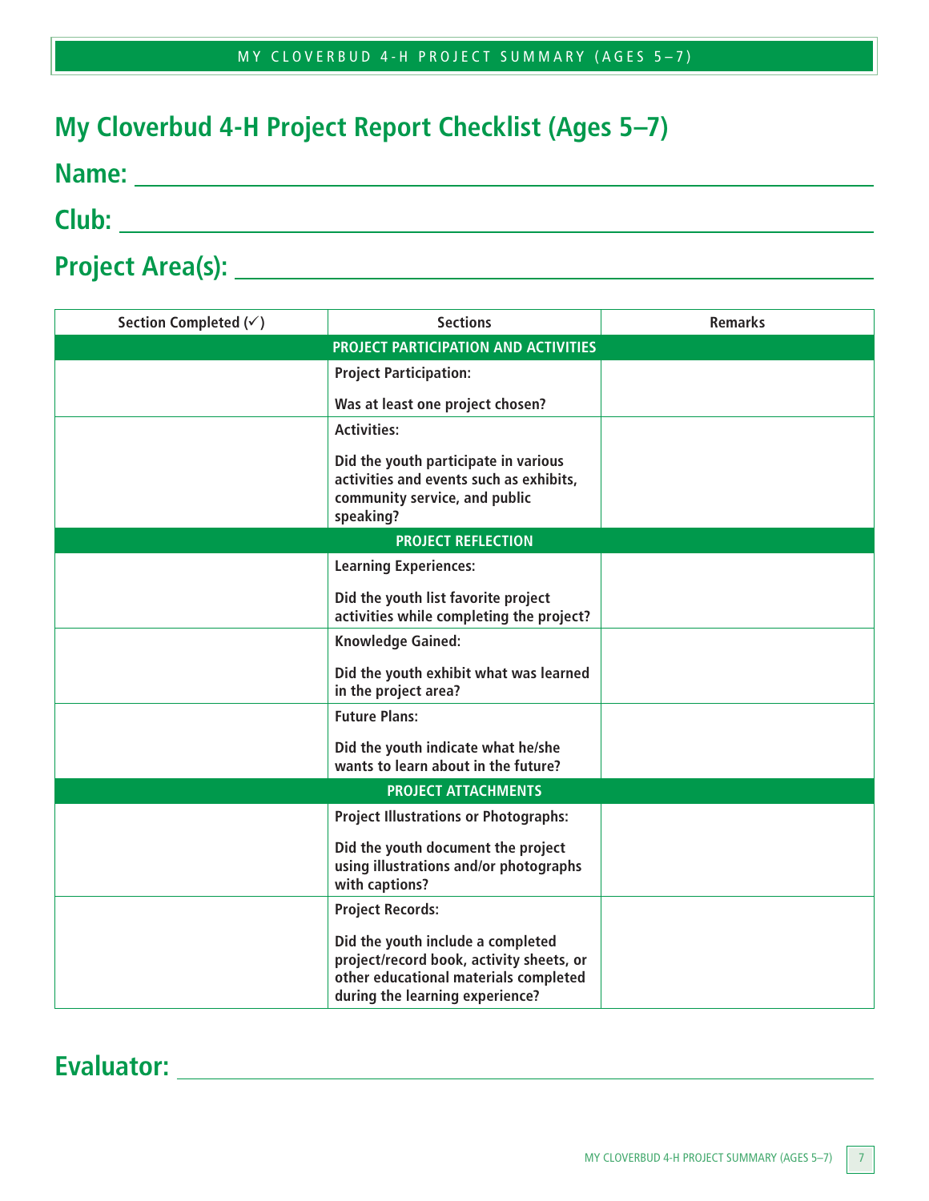# My Cloverbud 4-H Project Report Checklist (Ages 5–7)

## Name: ______________________________

## Club: ______________________________

## Project Area(s): ______________________________

| Section Completed (✓) | Sections | Remarks |
|---|---|---|
| | **PROJECT PARTICIPATION AND ACTIVITIES** | |
| | **Project Participation:**<br><br>**Was at least one project chosen?** | |
| | **Activities:**<br><br>**Did the youth participate in various activities and events such as exhibits, community service, and public speaking?** | |
| | **PROJECT REFLECTION** | |
| | **Learning Experiences:**<br><br>**Did the youth list favorite project activities while completing the project?** | |
| | **Knowledge Gained:**<br><br>**Did the youth exhibit what was learned in the project area?** | |
| | **Future Plans:**<br><br>**Did the youth indicate what he/she wants to learn about in the future?** | |
| | **PROJECT ATTACHMENTS** | |
| | **Project Illustrations or Photographs:**<br><br>**Did the youth document the project using illustrations and/or photographs with captions?** | |
| | **Project Records:**<br><br>**Did the youth include a completed project/record book, activity sheets, or other educational materials completed during the learning experience?** | |

## Evaluator: ______________________________